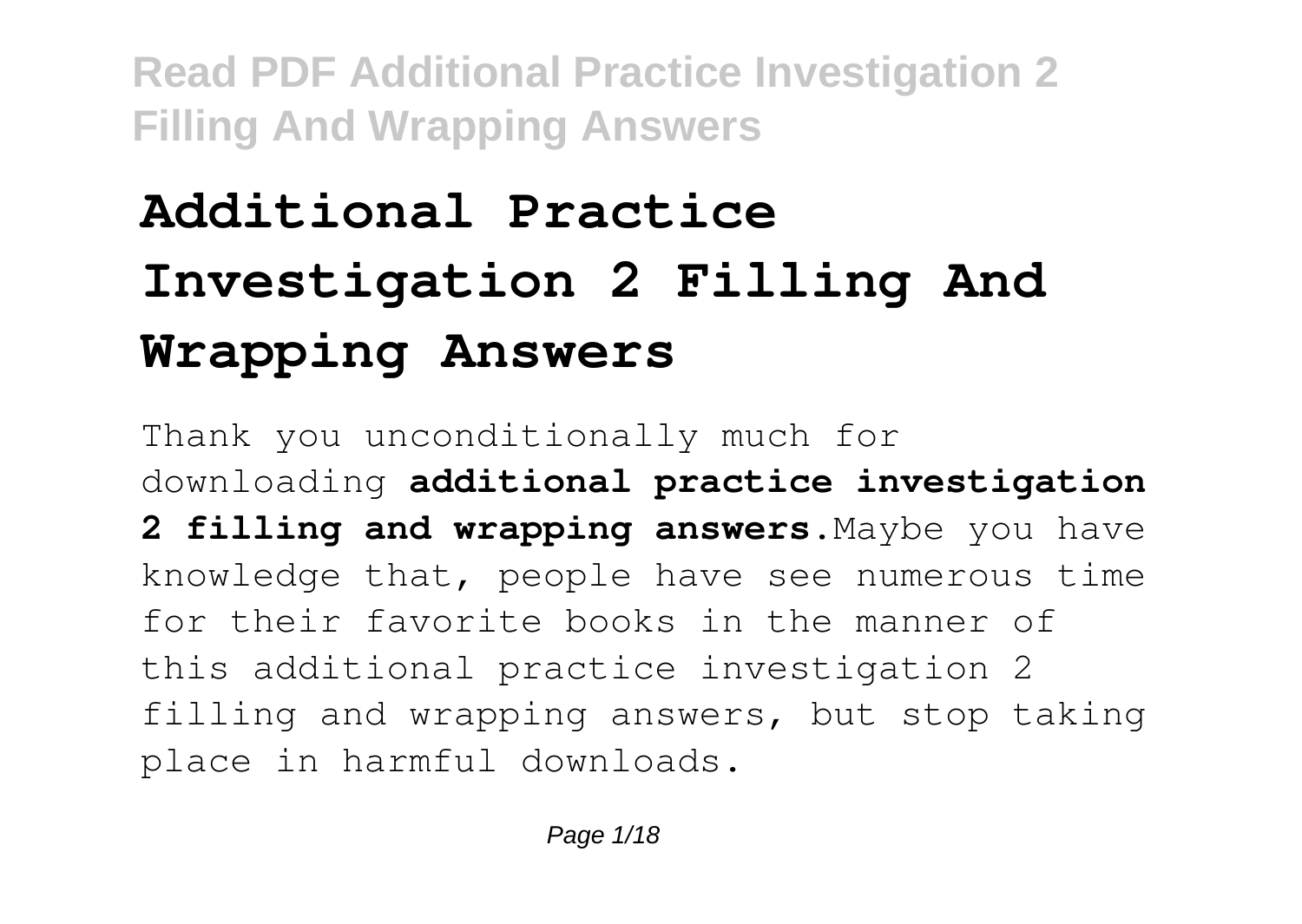# Additional Practice Investigation 2 Filling And Wrapping Answers

Thank you unconditionally much for downloading **additional practice investigation 2 filling and wrapping answers**.Maybe you have knowledge that, people have see numerous time for their favorite books in the manner of this additional practice investigation 2 filling and wrapping answers, but stop taking place in harmful downloads.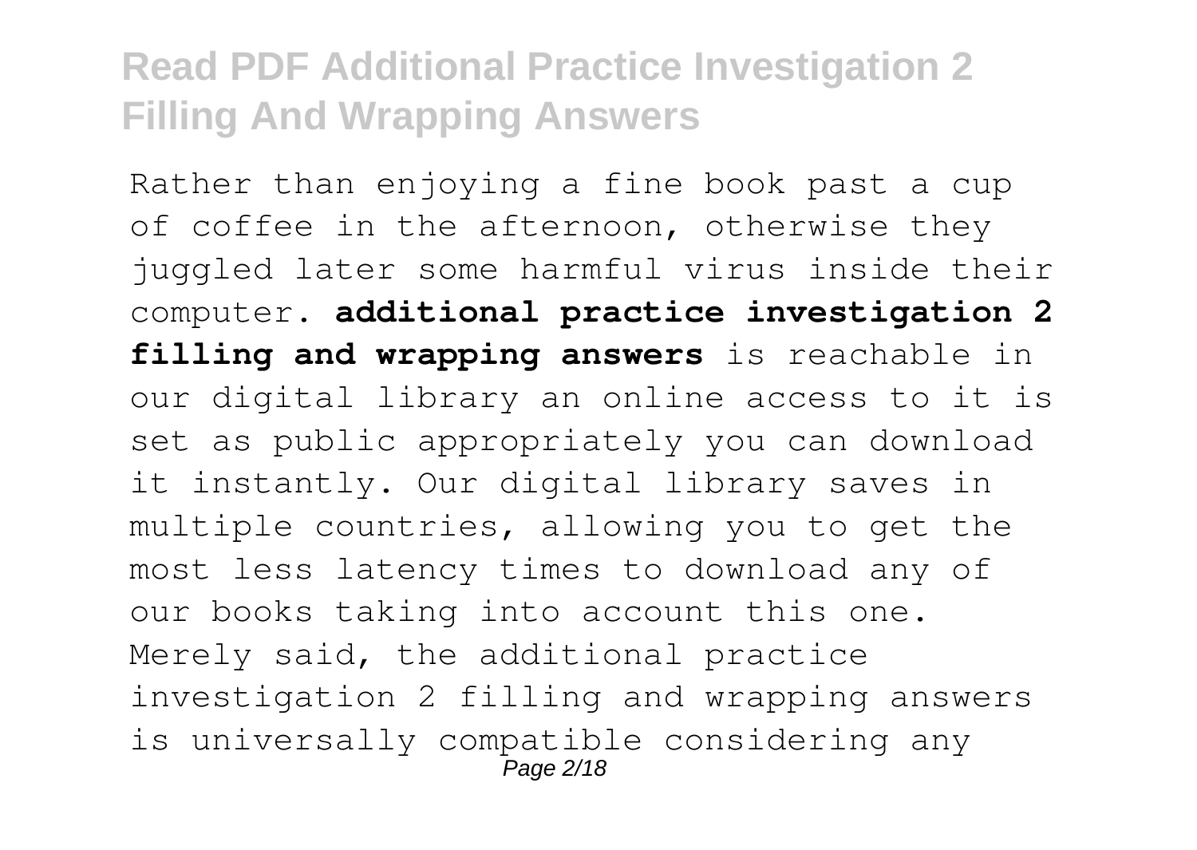Rather than enjoying a fine book past a cup of coffee in the afternoon, otherwise they juggled later some harmful virus inside their computer. **additional practice investigation 2 filling and wrapping answers** is reachable in our digital library an online access to it is set as public appropriately you can download it instantly. Our digital library saves in multiple countries, allowing you to get the most less latency times to download any of our books taking into account this one. Merely said, the additional practice investigation 2 filling and wrapping answers is universally compatible considering any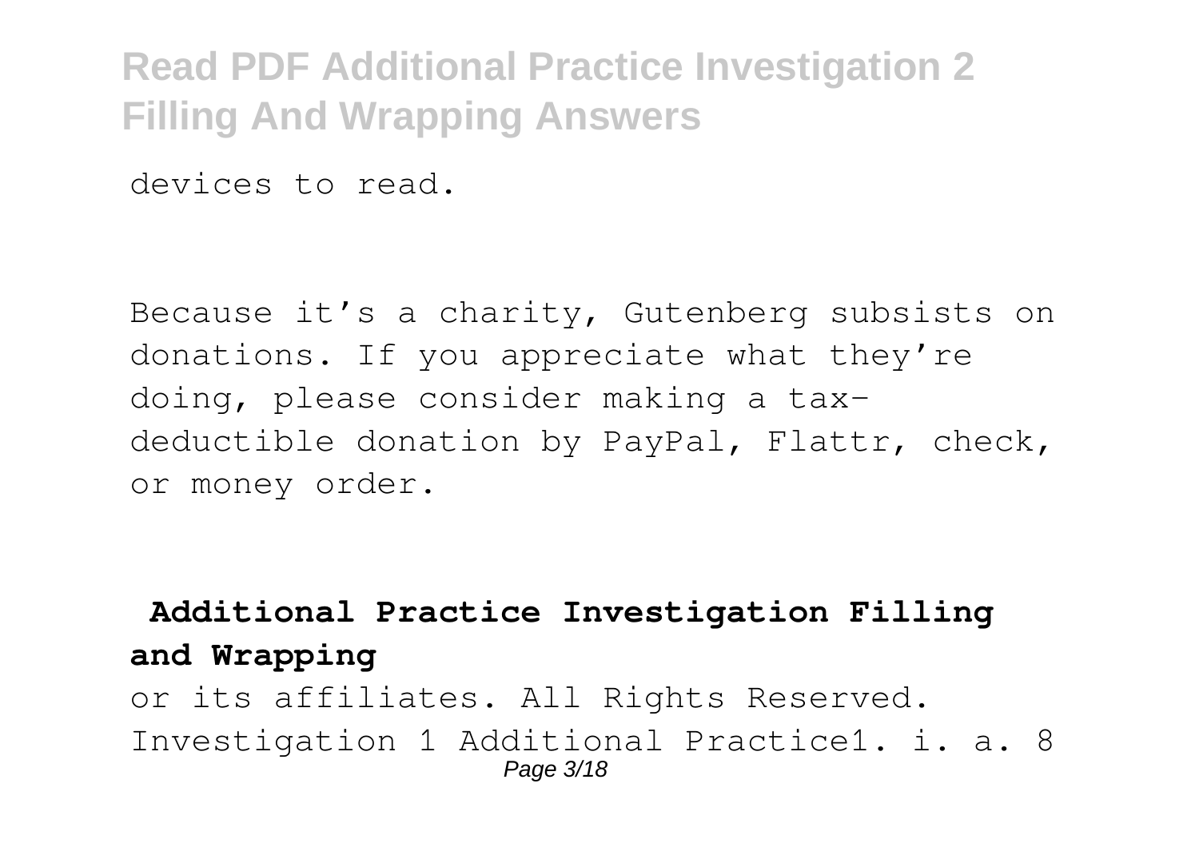devices to read.

Because it’s a charity, Gutenberg subsists on donations. If you appreciate what they’re doing, please consider making a tax-deductible donation by PayPal, Flattr, check, or money order.

## Additional Practice Investigation Filling and Wrapping

or its affiliates. All Rights Reserved. Investigation 1 Additional Practice1. i. a. 8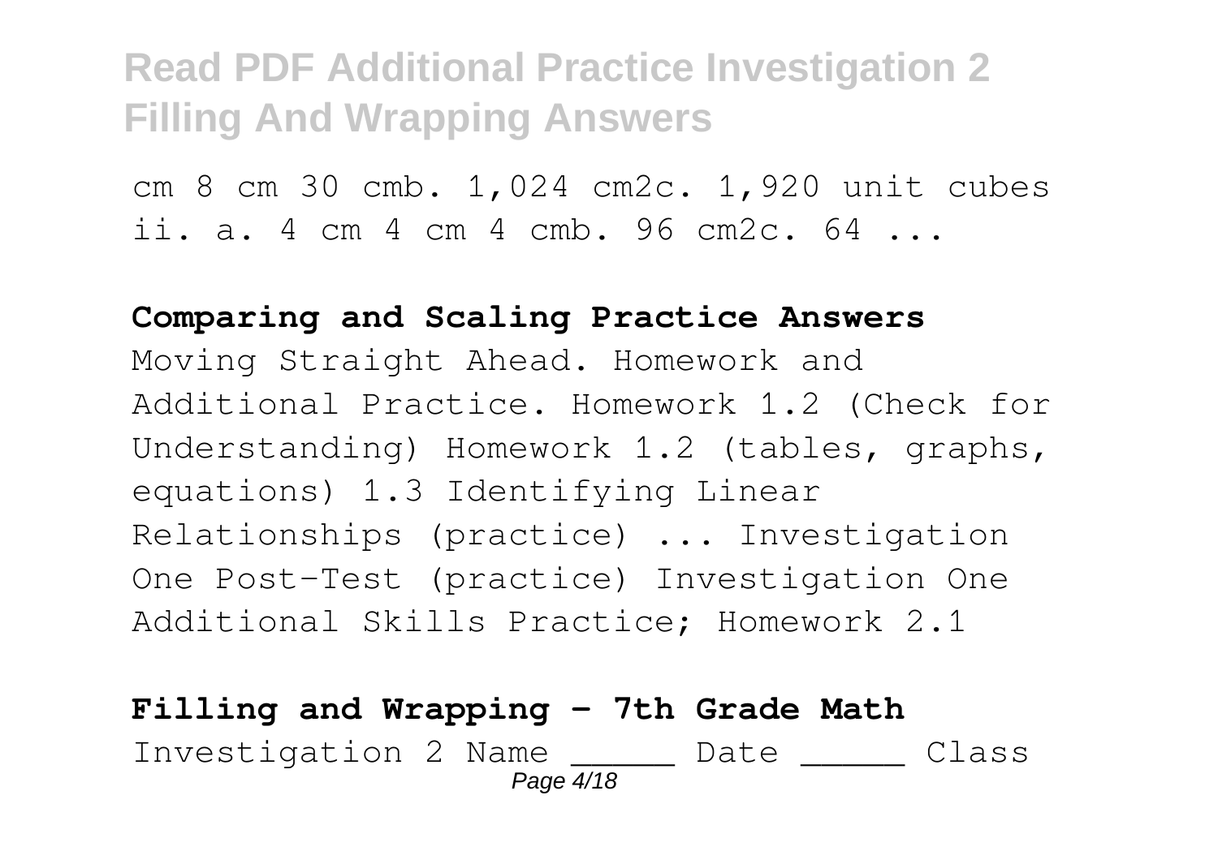cm 8 cm 30 cmb. 1,024 cm2c. 1,920 unit cubes ii. a. 4 cm 4 cm 4 cmb. 96 cm2c. 64 ...

**Comparing and Scaling Practice Answers**

Moving Straight Ahead. Homework and Additional Practice. Homework 1.2 (Check for Understanding) Homework 1.2 (tables, graphs, equations) 1.3 Identifying Linear Relationships (practice) ... Investigation One Post-Test (practice) Investigation One Additional Skills Practice; Homework 2.1

**Filling and Wrapping - 7th Grade Math**

Investigation 2 Name _____ Date _____ Class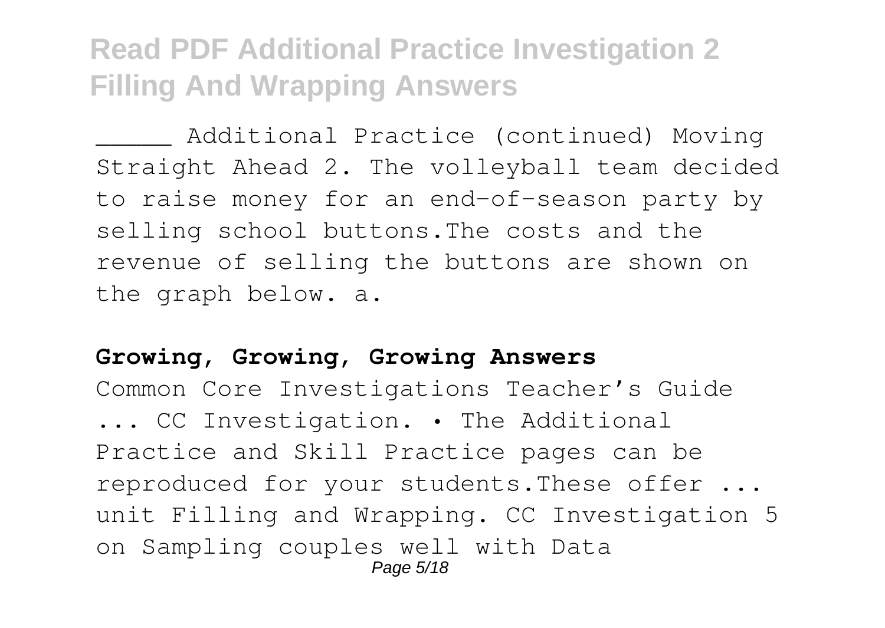_____ Additional Practice (continued) Moving Straight Ahead 2. The volleyball team decided to raise money for an end-of-season party by selling school buttons.The costs and the revenue of selling the buttons are shown on the graph below. a.

**Growing, Growing, Growing Answers**

Common Core Investigations Teacher's Guide ... CC Investigation. • The Additional Practice and Skill Practice pages can be reproduced for your students.These offer ... unit Filling and Wrapping. CC Investigation 5 on Sampling couples well with Data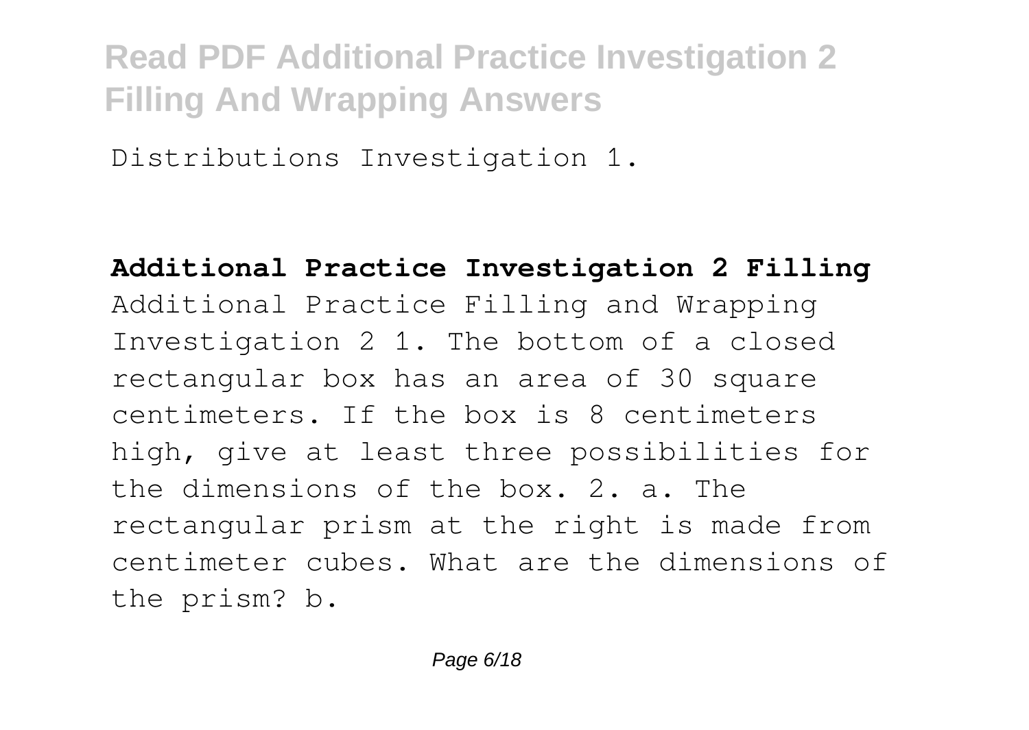Distributions Investigation 1.

**Additional Practice Investigation 2 Filling**

Additional Practice Filling and Wrapping Investigation 2 1. The bottom of a closed rectangular box has an area of 30 square centimeters. If the box is 8 centimeters high, give at least three possibilities for the dimensions of the box. 2. a. The rectangular prism at the right is made from centimeter cubes. What are the dimensions of the prism? b.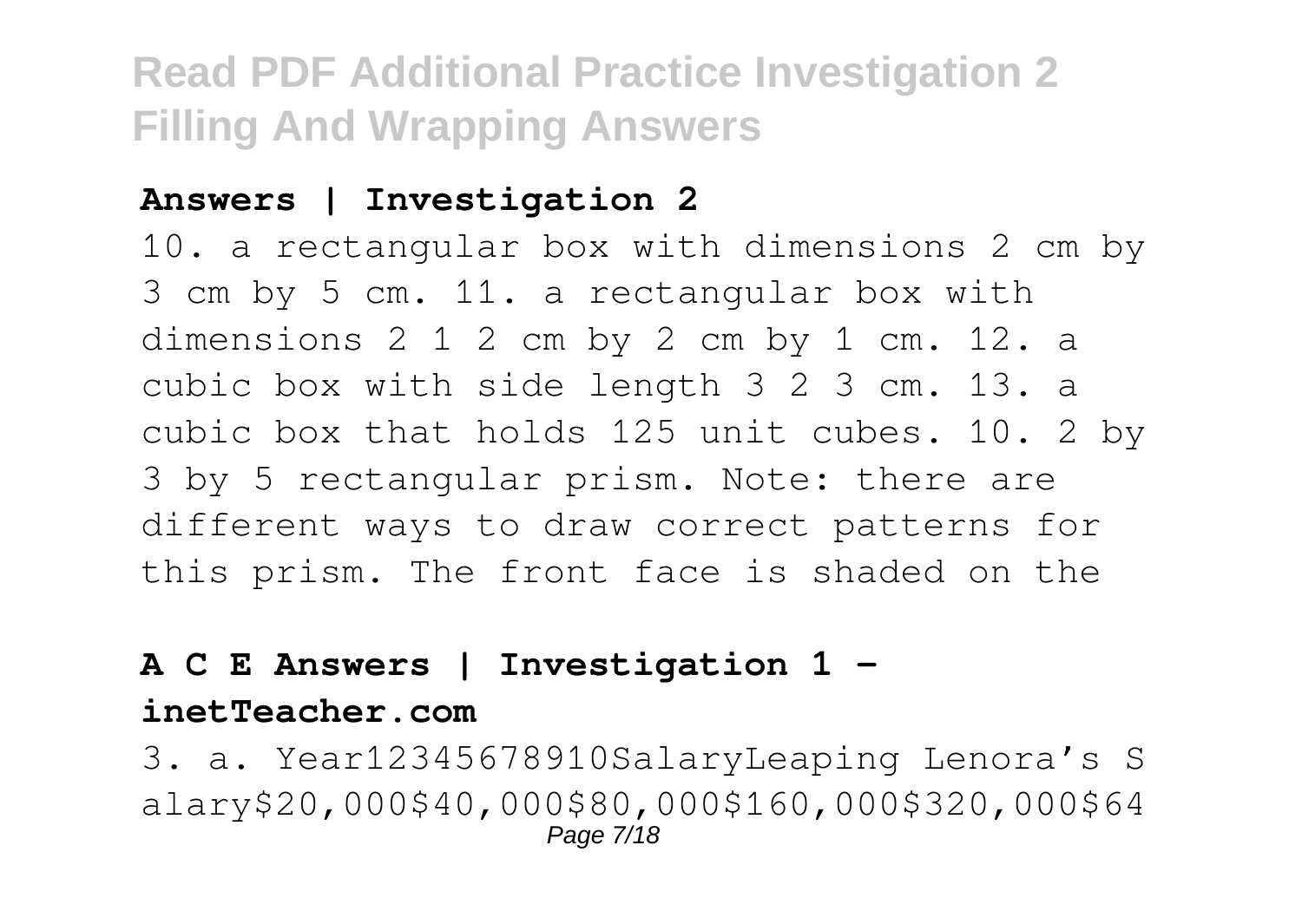**Answers | Investigation 2**

10. a rectangular box with dimensions 2 cm by 3 cm by 5 cm. 11. a rectangular box with dimensions 2 1 2 cm by 2 cm by 1 cm. 12. a cubic box with side length 3 2 3 cm. 13. a cubic box that holds 125 unit cubes. 10. 2 by 3 by 5 rectangular prism. Note: there are different ways to draw correct patterns for this prism. The front face is shaded on the

**A C E Answers | Investigation 1 - inetTeacher.com**

3. a. Year12345678910SalaryLeaping Lenora's Salary$20,000$40,000$80,000$160,000$320,000$64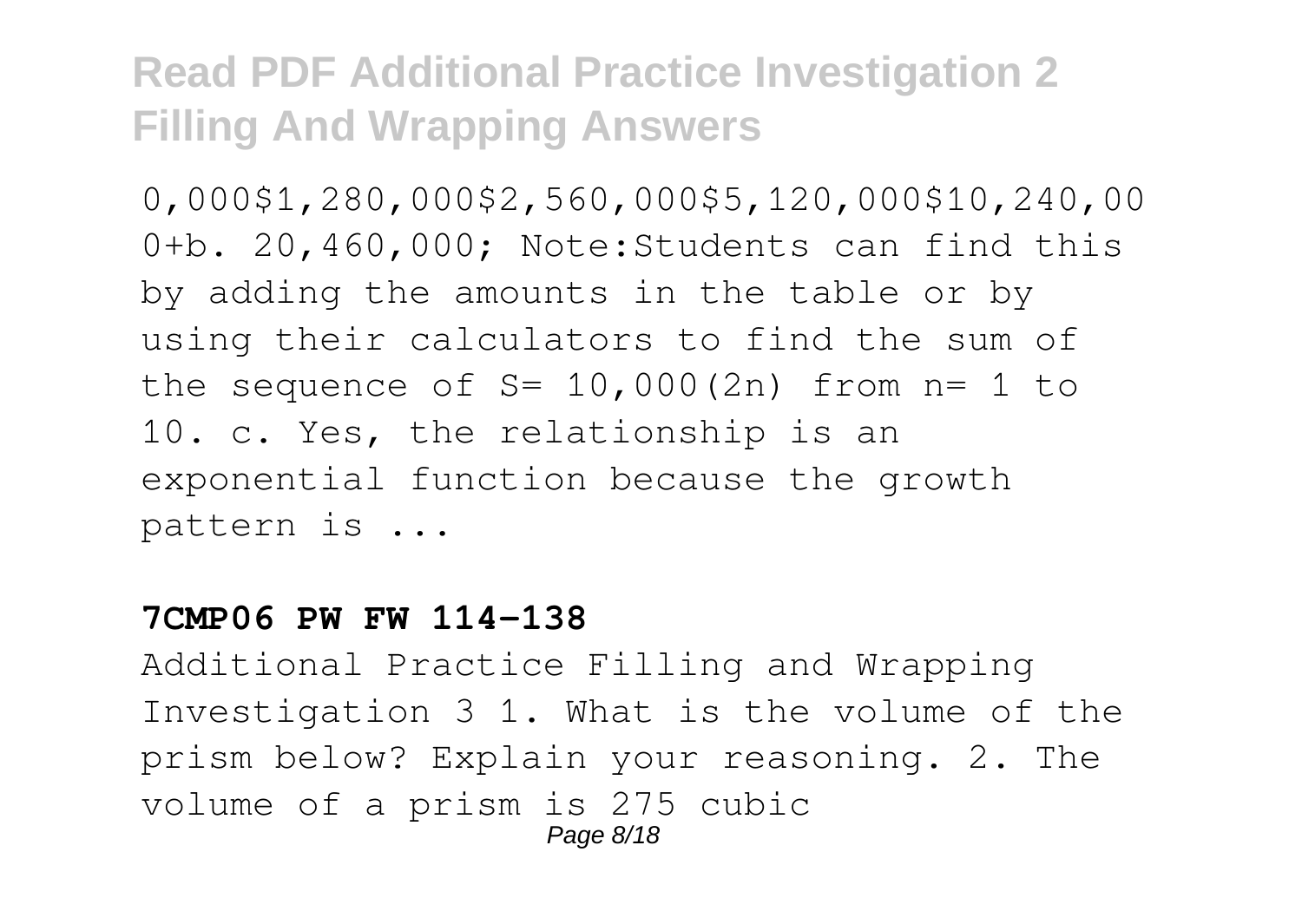0,000$1,280,000$2,560,000$5,120,000$10,240,000+b. 20,460,000; Note:Students can find this by adding the amounts in the table or by using their calculators to find the sum of the sequence of S= 10,000(2n) from n= 1 to 10. c. Yes, the relationship is an exponential function because the growth pattern is ...

#### 7CMP06 PW FW 114-138

Additional Practice Filling and Wrapping Investigation 3 1. What is the volume of the prism below? Explain your reasoning. 2. The volume of a prism is 275 cubic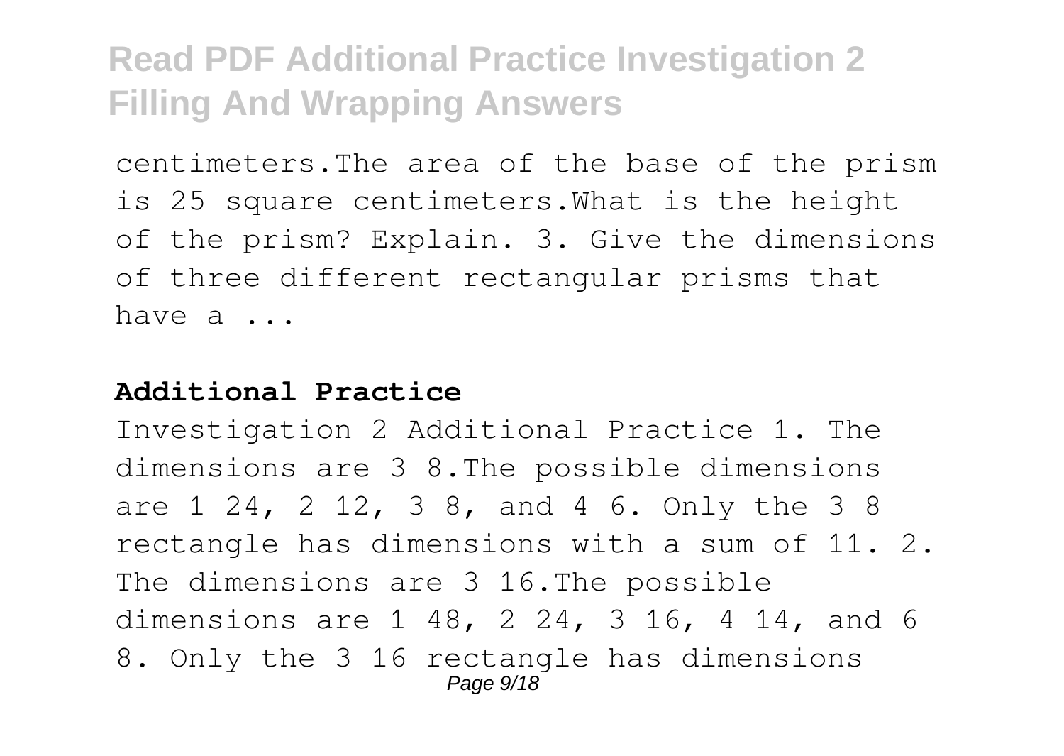centimeters.The area of the base of the prism is 25 square centimeters.What is the height of the prism? Explain. 3. Give the dimensions of three different rectangular prisms that have a ...

**Additional Practice**

Investigation 2 Additional Practice 1. The dimensions are 3 8.The possible dimensions are 1 24, 2 12, 3 8, and 4 6. Only the 3 8 rectangle has dimensions with a sum of 11. 2. The dimensions are 3 16.The possible dimensions are 1 48, 2 24, 3 16, 4 14, and 6 8. Only the 3 16 rectangle has dimensions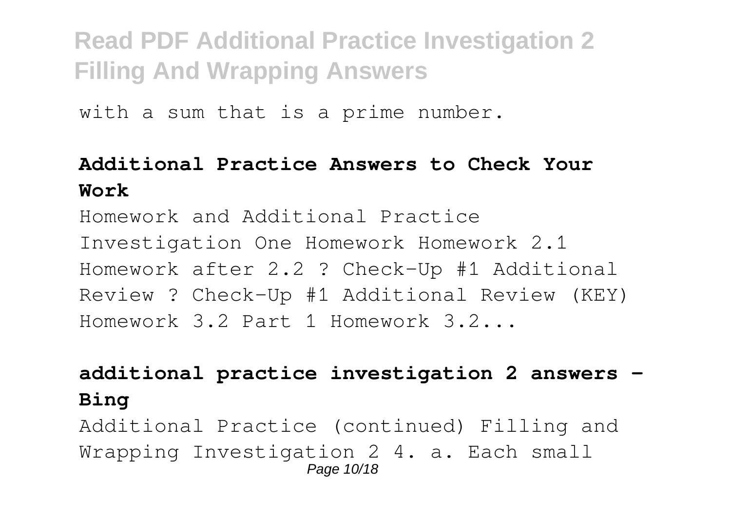with a sum that is a prime number.

### Additional Practice Answers to Check Your Work

Homework and Additional Practice Investigation One Homework Homework 2.1 Homework after 2.2 ? Check-Up #1 Additional Review ? Check-Up #1 Additional Review (KEY) Homework 3.2 Part 1 Homework 3.2...

### additional practice investigation 2 answers - Bing

Additional Practice (continued) Filling and Wrapping Investigation 2 4. a. Each small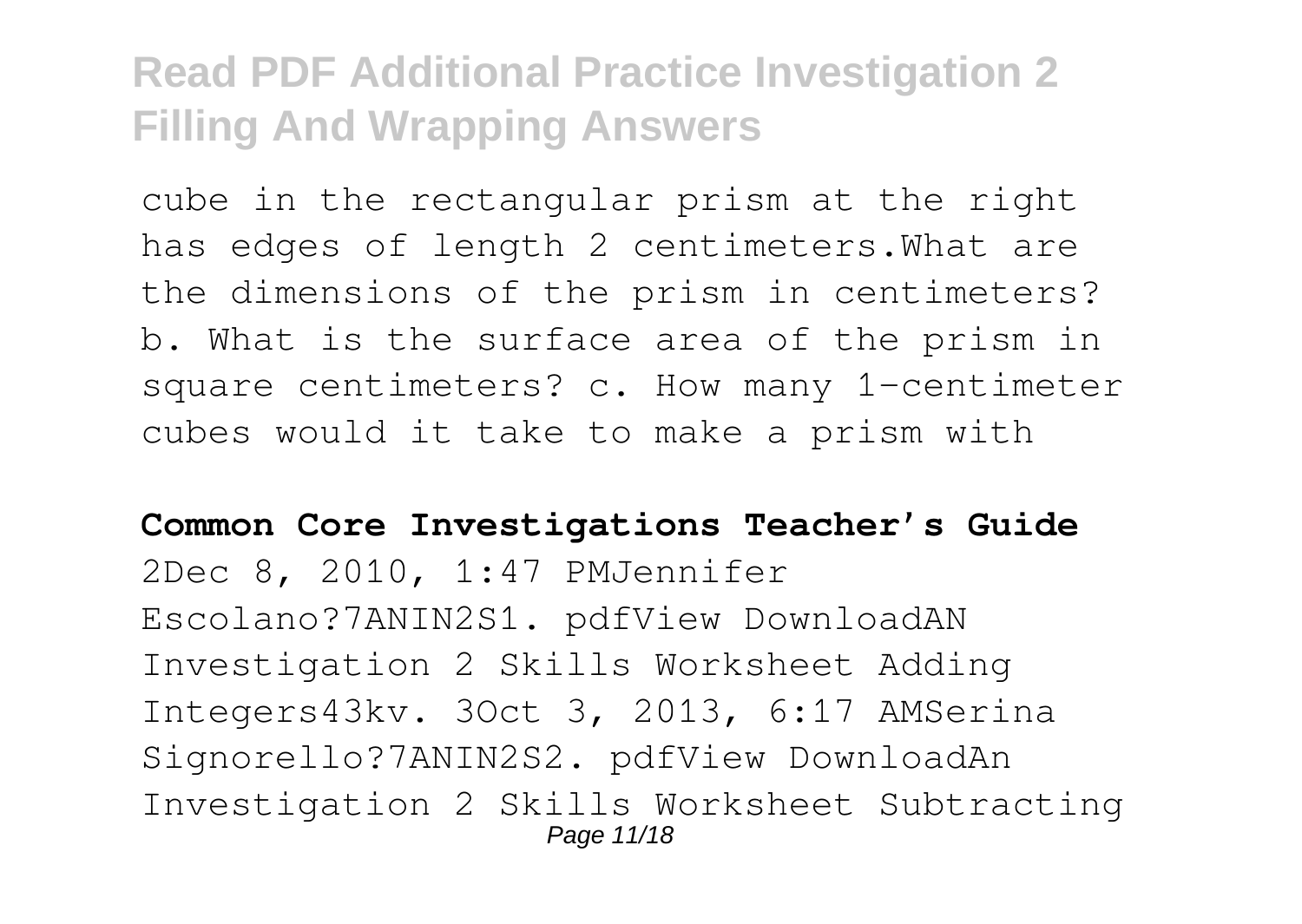cube in the rectangular prism at the right has edges of length 2 centimeters.What are the dimensions of the prism in centimeters? b. What is the surface area of the prism in square centimeters? c. How many 1-centimeter cubes would it take to make a prism with

**Common Core Investigations Teacher's Guide**

2Dec 8, 2010, 1:47 PMJennifer Escolano?7ANIN2S1. pdfView DownloadAN Investigation 2 Skills Worksheet Adding Integers43kv. 3Oct 3, 2013, 6:17 AMSerina Signorello?7ANIN2S2. pdfView DownloadAn Investigation 2 Skills Worksheet Subtracting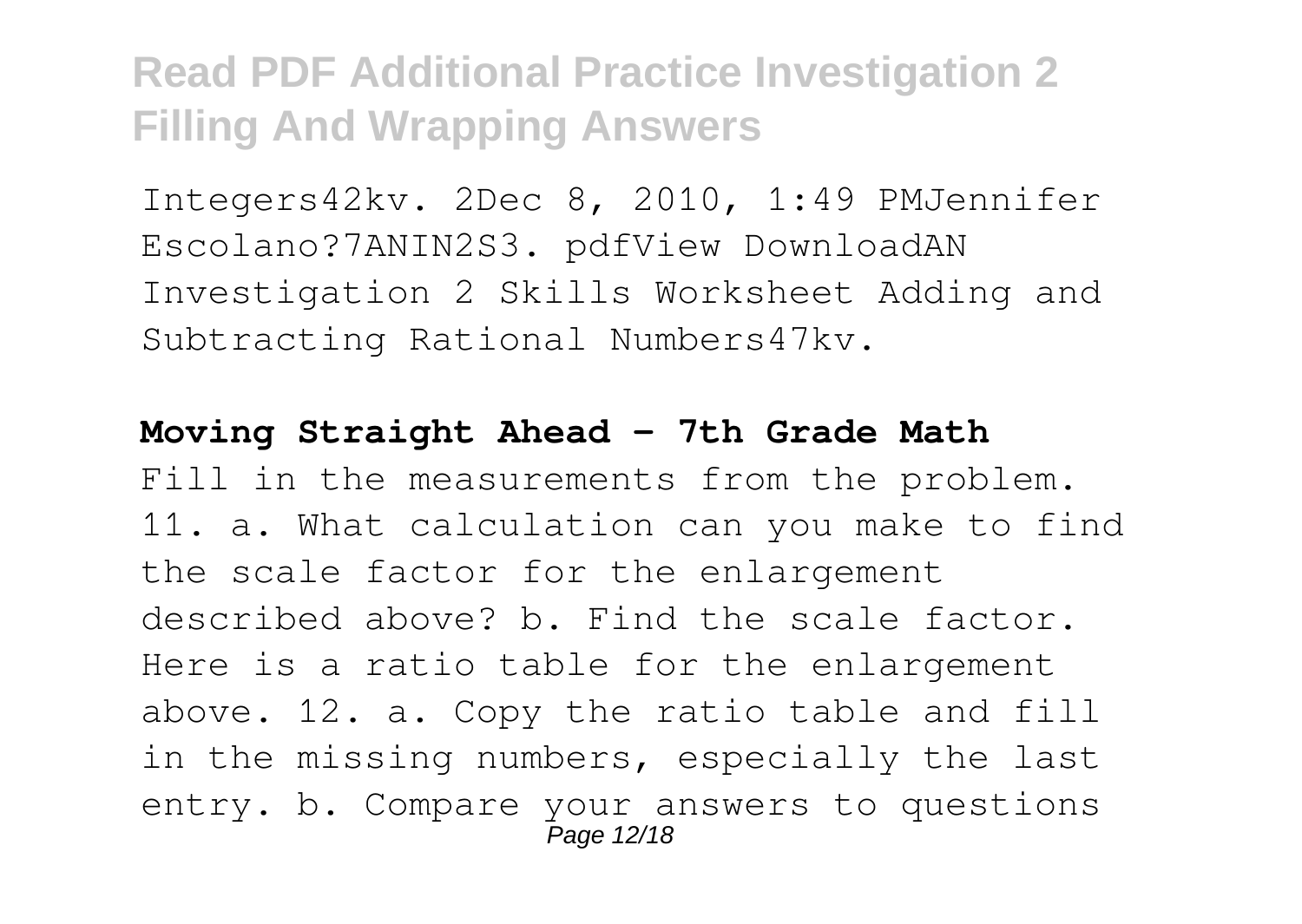Integers42kv. 2Dec 8, 2010, 1:49 PMJennifer Escolano?7ANIN2S3. pdfView DownloadAN Investigation 2 Skills Worksheet Adding and Subtracting Rational Numbers47kv.

**Moving Straight Ahead - 7th Grade Math**

Fill in the measurements from the problem. 11. a. What calculation can you make to find the scale factor for the enlargement described above? b. Find the scale factor. Here is a ratio table for the enlargement above. 12. a. Copy the ratio table and fill in the missing numbers, especially the last entry. b. Compare your answers to questions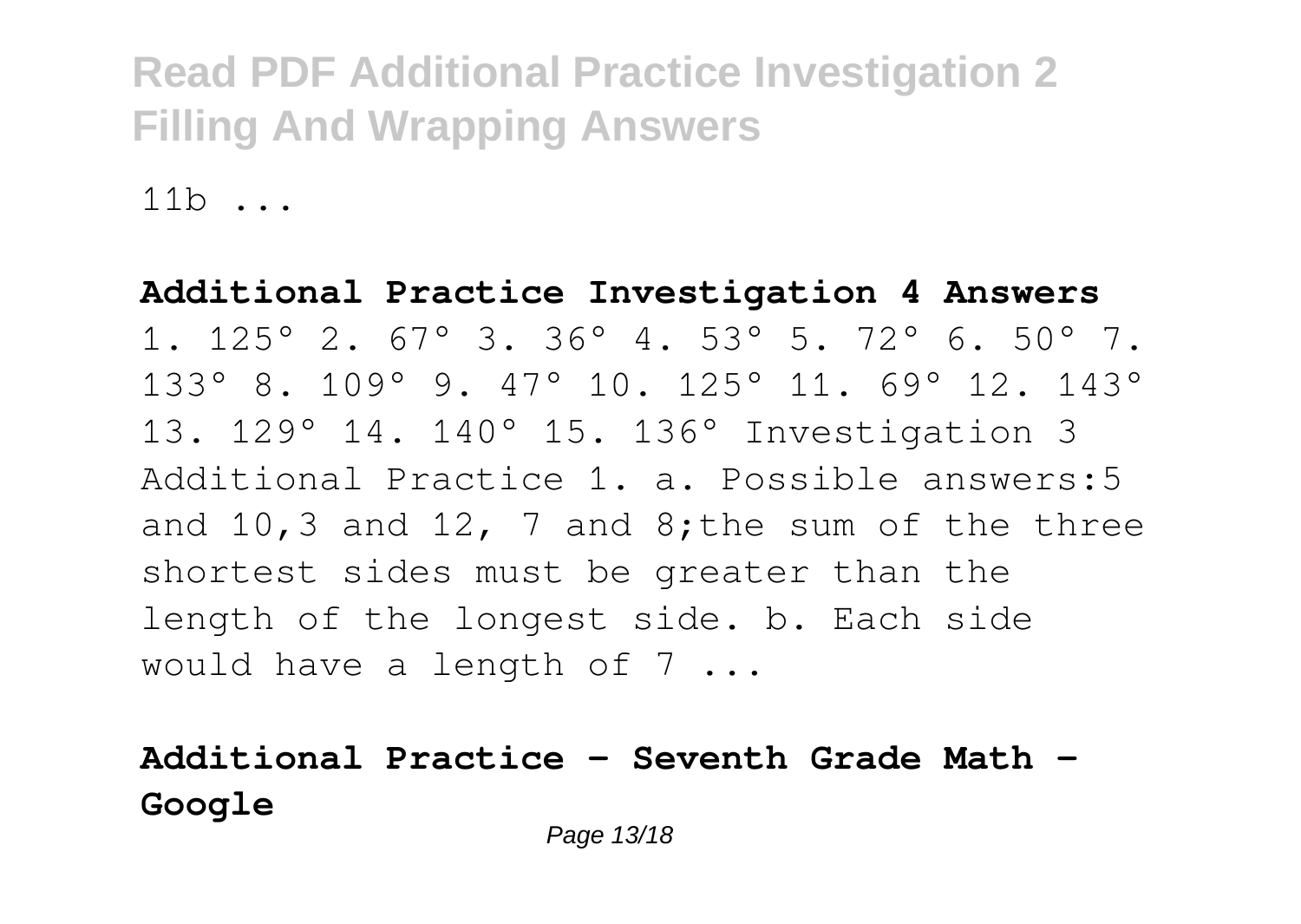11b ...

**Additional Practice Investigation 4 Answers**

1. 125° 2. 67° 3. 36° 4. 53° 5. 72° 6. 50° 7. 133° 8. 109° 9. 47° 10. 125° 11. 69° 12. 143° 13. 129° 14. 140° 15. 136° Investigation 3 Additional Practice 1. a. Possible answers:5 and 10,3 and 12, 7 and 8;the sum of the three shortest sides must be greater than the length of the longest side. b. Each side would have a length of 7 ...

**Additional Practice - Seventh Grade Math - Google**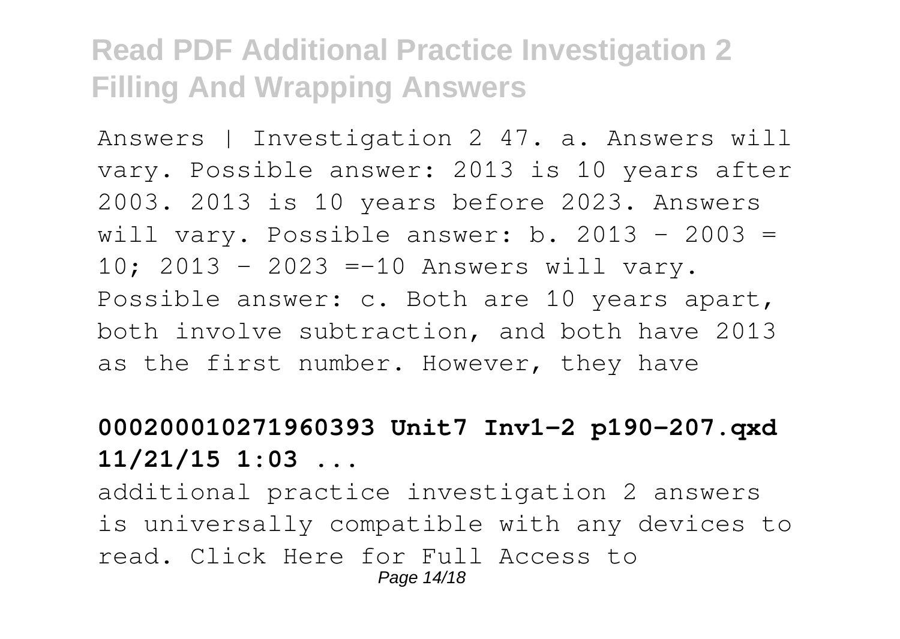Answers | Investigation 2 47. a. Answers will vary. Possible answer: 2013 is 10 years after 2003. 2013 is 10 years before 2023. Answers will vary. Possible answer: b. $2013 - 2003 = 10$; $2013 - 2023 = -10$ Answers will vary. Possible answer: c. Both are 10 years apart, both involve subtraction, and both have 2013 as the first number. However, they have

**000200010271960393 Unit7 Inv1-2 p190-207.qxd 11/21/15 1:03 ...**

additional practice investigation 2 answers is universally compatible with any devices to read. Click Here for Full Access to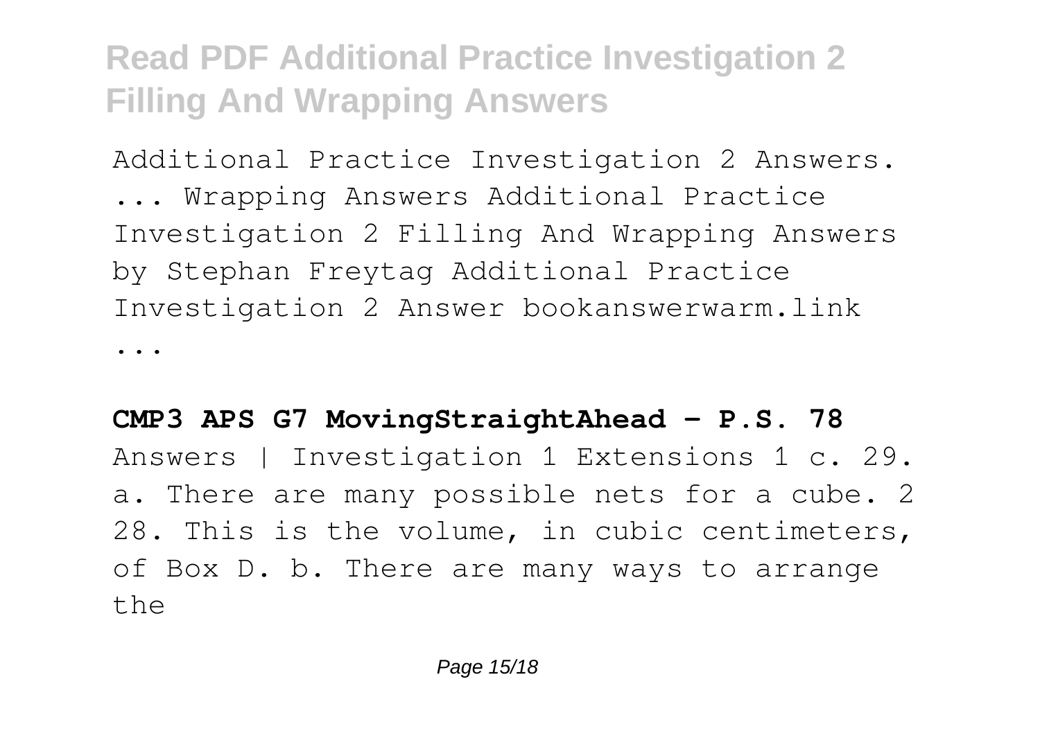Additional Practice Investigation 2 Answers. ... Wrapping Answers Additional Practice Investigation 2 Filling And Wrapping Answers by Stephan Freytag Additional Practice Investigation 2 Answer bookanswerwarm.link ...

**CMP3 APS G7 MovingStraightAhead - P.S. 78**

Answers | Investigation 1 Extensions 1 c. 29. a. There are many possible nets for a cube. 2 28. This is the volume, in cubic centimeters, of Box D. b. There are many ways to arrange the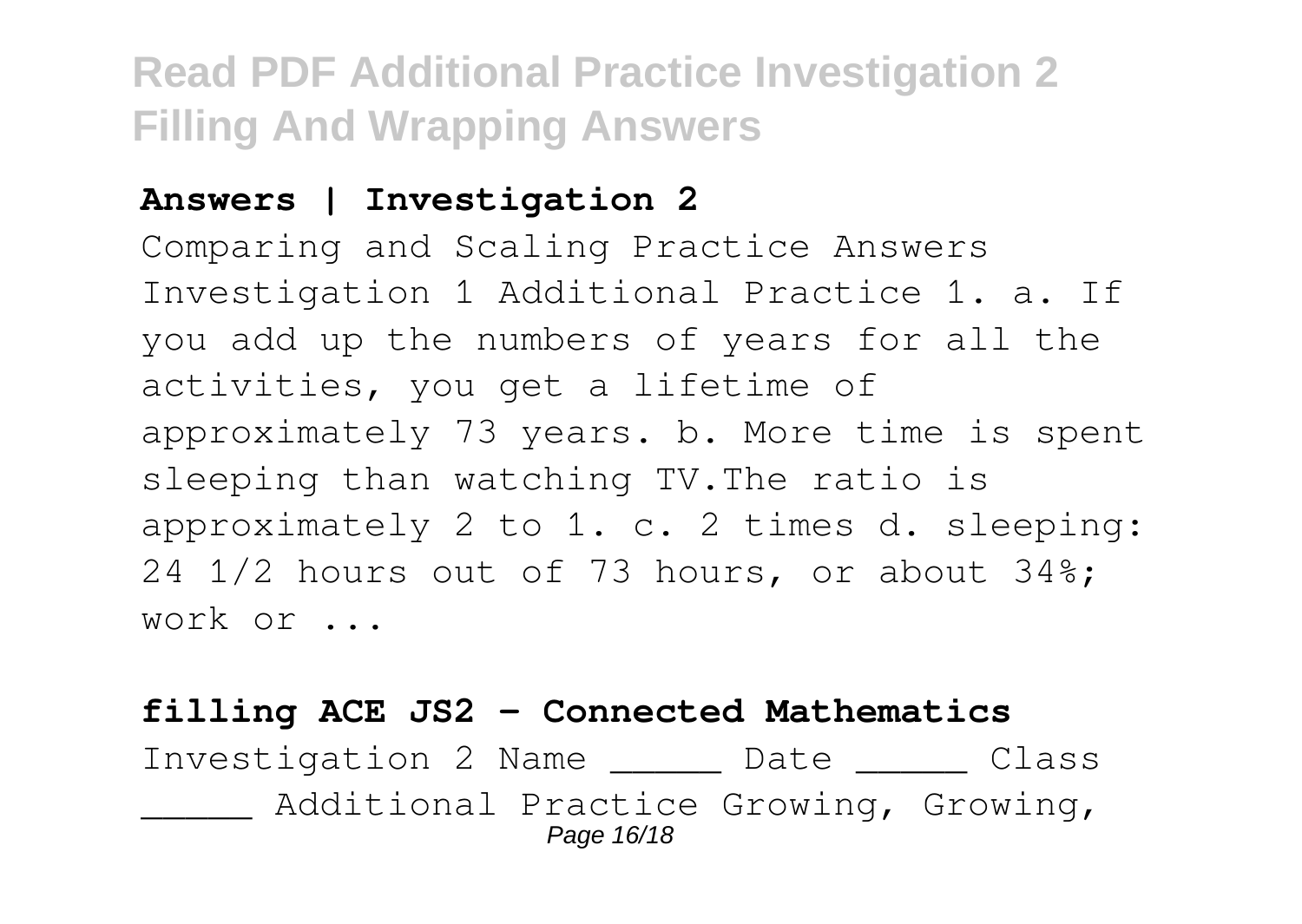### Answers | Investigation 2

Comparing and Scaling Practice Answers Investigation 1 Additional Practice 1. a. If you add up the numbers of years for all the activities, you get a lifetime of approximately 73 years. b. More time is spent sleeping than watching TV.The ratio is approximately 2 to 1. c. 2 times d. sleeping: 24 1/2 hours out of 73 hours, or about 34%; work or ...

### filling ACE JS2 - Connected Mathematics

Investigation 2 Name _____ Date _____ Class _____ Additional Practice Growing, Growing,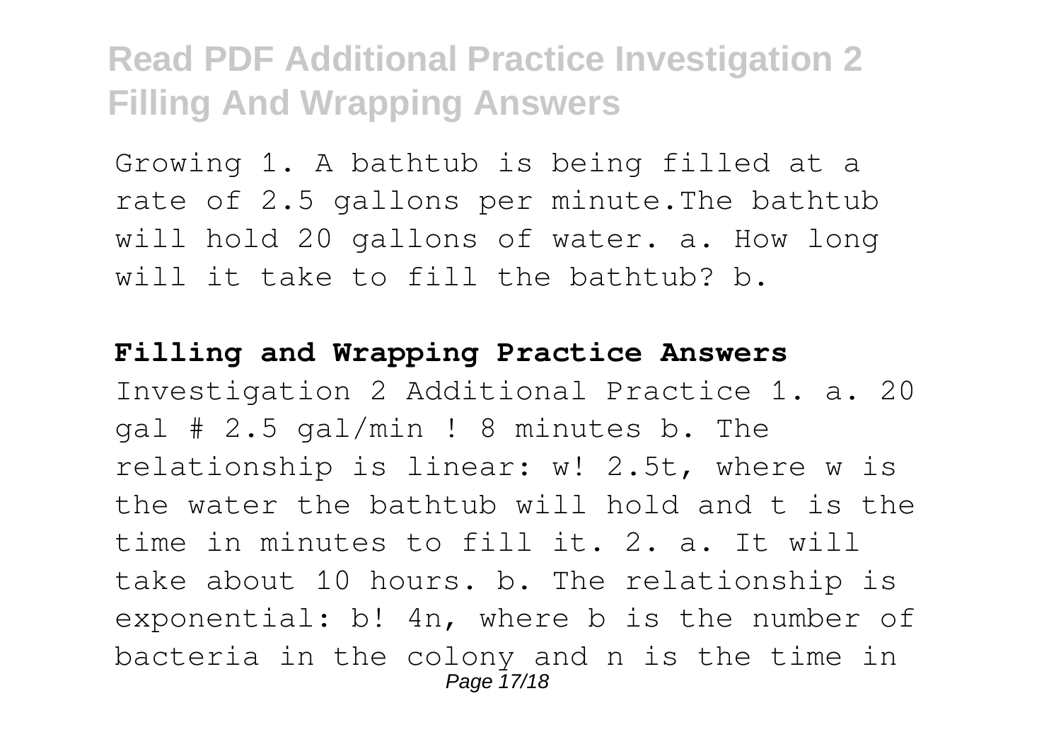Growing 1. A bathtub is being filled at a rate of 2.5 gallons per minute.The bathtub will hold 20 gallons of water. a. How long will it take to fill the bathtub? b.

**Filling and Wrapping Practice Answers**

Investigation 2 Additional Practice 1. a. 20 gal # 2.5 gal/min ! 8 minutes b. The relationship is linear: w! 2.5t, where w is the water the bathtub will hold and t is the time in minutes to fill it. 2. a. It will take about 10 hours. b. The relationship is exponential: b! 4n, where b is the number of bacteria in the colony and n is the time in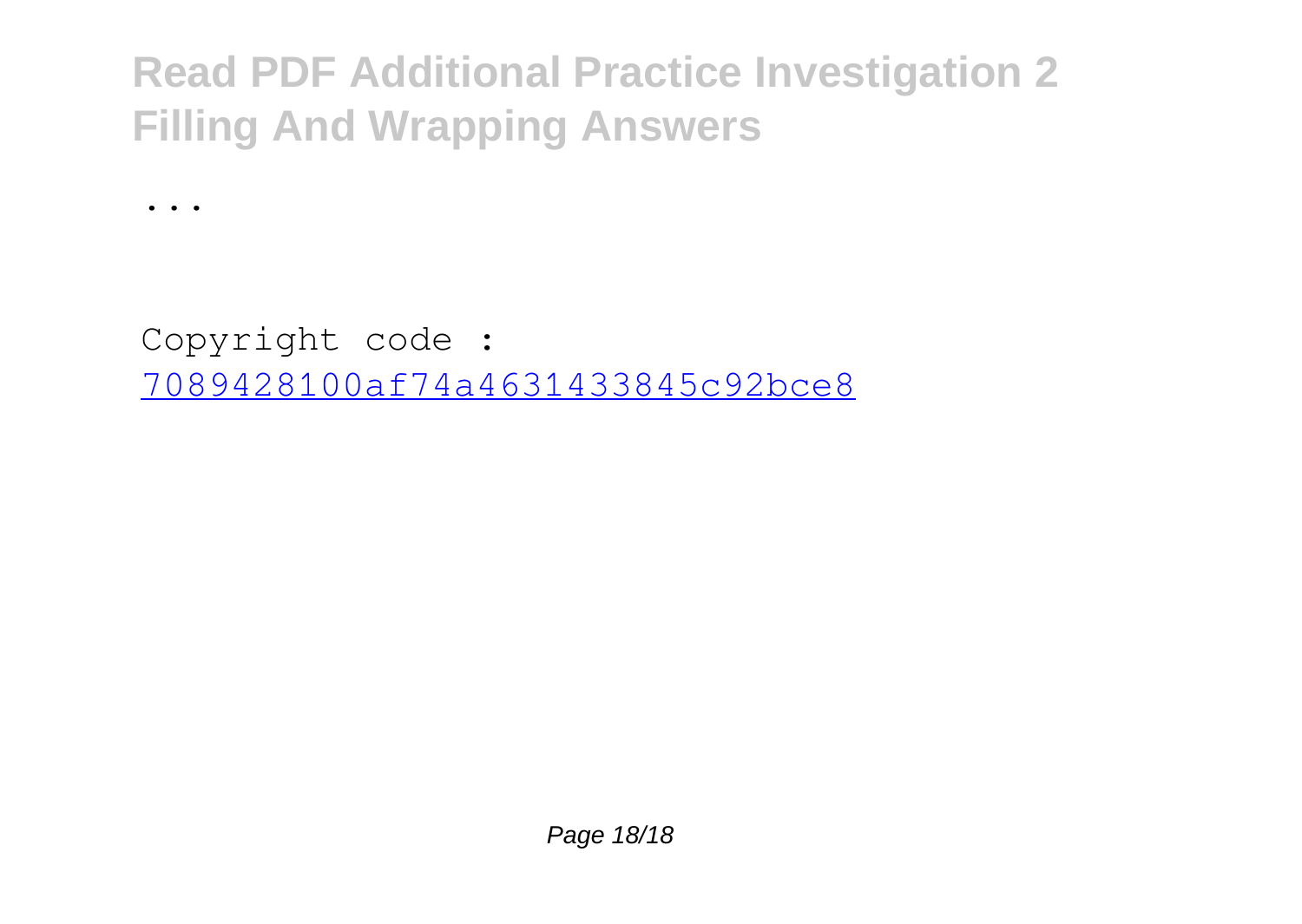...

Copyright code : 7089428100af74a4631433845c92bce8